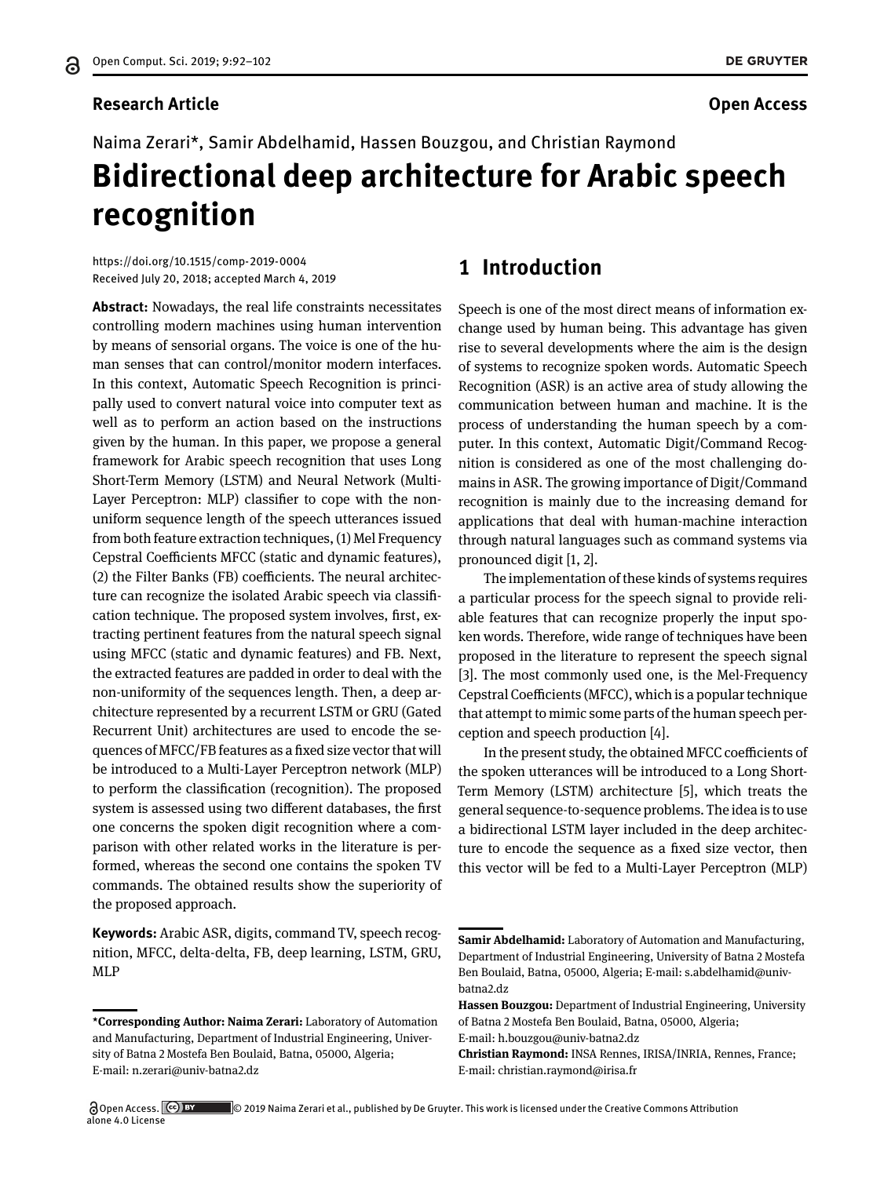**Research Article** **Open Access**

Naima Zerari*, Samir Abdelhamid, Hassen Bouzgou, and Christian Raymond

# Bidirectional deep architecture for Arabic speech recognition

https://doi.org/10.1515/comp-2019-0004
Received July 20, 2018; accepted March 4, 2019

**Abstract:** Nowadays, the real life constraints necessitates controlling modern machines using human intervention by means of sensorial organs. The voice is one of the human senses that can control/monitor modern interfaces. In this context, Automatic Speech Recognition is principally used to convert natural voice into computer text as well as to perform an action based on the instructions given by the human. In this paper, we propose a general framework for Arabic speech recognition that uses Long Short-Term Memory (LSTM) and Neural Network (Multi-Layer Perceptron: MLP) classifier to cope with the non-uniform sequence length of the speech utterances issued from both feature extraction techniques, (1) Mel Frequency Cepstral Coefficients MFCC (static and dynamic features), (2) the Filter Banks (FB) coefficients. The neural architecture can recognize the isolated Arabic speech via classification technique. The proposed system involves, first, extracting pertinent features from the natural speech signal using MFCC (static and dynamic features) and FB. Next, the extracted features are padded in order to deal with the non-uniformity of the sequences length. Then, a deep architecture represented by a recurrent LSTM or GRU (Gated Recurrent Unit) architectures are used to encode the sequences of MFCC/FB features as a fixed size vector that will be introduced to a Multi-Layer Perceptron network (MLP) to perform the classification (recognition). The proposed system is assessed using two different databases, the first one concerns the spoken digit recognition where a comparison with other related works in the literature is performed, whereas the second one contains the spoken TV commands. The obtained results show the superiority of the proposed approach.

**Keywords:** Arabic ASR, digits, command TV, speech recognition, MFCC, delta-delta, FB, deep learning, LSTM, GRU, MLP

**\*Corresponding Author: Naima Zerari:** Laboratory of Automation and Manufacturing, Department of Industrial Engineering, University of Batna 2 Mostefa Ben Boulaid, Batna, 05000, Algeria; E-mail: n.zerari@univ-batna2.dz

**Samir Abdelhamid:** Laboratory of Automation and Manufacturing, Department of Industrial Engineering, University of Batna 2 Mostefa Ben Boulaid, Batna, 05000, Algeria; E-mail: s.abdelhamid@univ-batna2.dz

**Hassen Bouzgou:** Department of Industrial Engineering, University of Batna 2 Mostefa Ben Boulaid, Batna, 05000, Algeria; E-mail: h.bouzgou@univ-batna2.dz

**Christian Raymond:** INSA Rennes, IRISA/INRIA, Rennes, France; E-mail: christian.raymond@irisa.fr

## 1 Introduction

Speech is one of the most direct means of information exchange used by human being. This advantage has given rise to several developments where the aim is the design of systems to recognize spoken words. Automatic Speech Recognition (ASR) is an active area of study allowing the communication between human and machine. It is the process of understanding the human speech by a computer. In this context, Automatic Digit/Command Recognition is considered as one of the most challenging domains in ASR. The growing importance of Digit/Command recognition is mainly due to the increasing demand for applications that deal with human-machine interaction through natural languages such as command systems via pronounced digit [1, 2].

The implementation of these kinds of systems requires a particular process for the speech signal to provide reliable features that can recognize properly the input spoken words. Therefore, wide range of techniques have been proposed in the literature to represent the speech signal [3]. The most commonly used one, is the Mel-Frequency Cepstral Coefficients (MFCC), which is a popular technique that attempt to mimic some parts of the human speech perception and speech production [4].

In the present study, the obtained MFCC coefficients of the spoken utterances will be introduced to a Long Short-Term Memory (LSTM) architecture [5], which treats the general sequence-to-sequence problems. The idea is to use a bidirectional LSTM layer included in the deep architecture to encode the sequence as a fixed size vector, then this vector will be fed to a Multi-Layer Perceptron (MLP)

Open Access. © 2019 Naima Zerari et al., published by De Gruyter. This work is licensed under the Creative Commons Attribution alone 4.0 License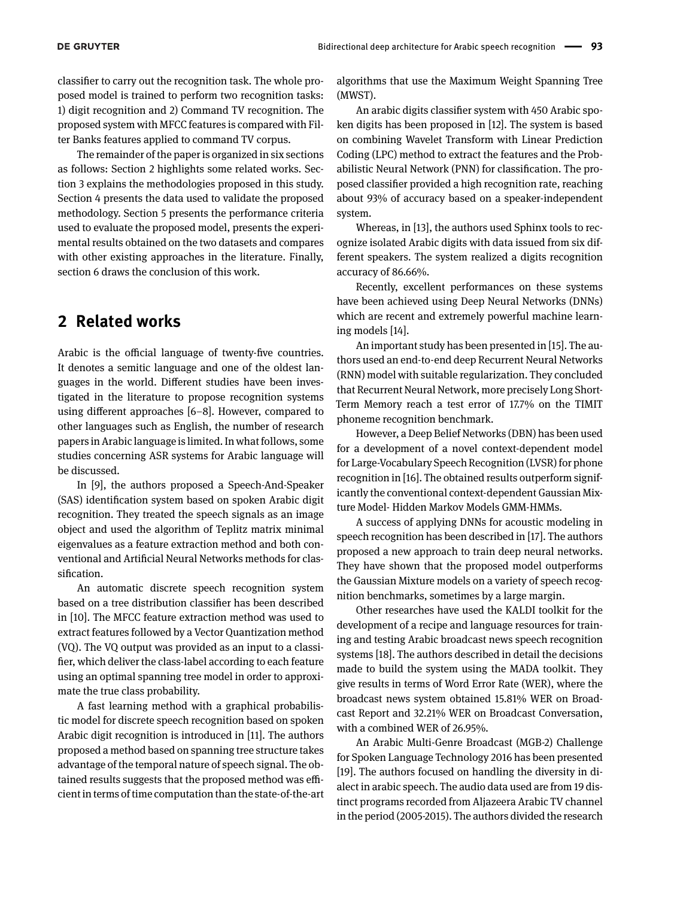classifier to carry out the recognition task. The whole proposed model is trained to perform two recognition tasks: 1) digit recognition and 2) Command TV recognition. The proposed system with MFCC features is compared with Filter Banks features applied to command TV corpus.

The remainder of the paper is organized in six sections as follows: Section 2 highlights some related works. Section 3 explains the methodologies proposed in this study. Section 4 presents the data used to validate the proposed methodology. Section 5 presents the performance criteria used to evaluate the proposed model, presents the experimental results obtained on the two datasets and compares with other existing approaches in the literature. Finally, section 6 draws the conclusion of this work.

## 2 Related works

Arabic is the official language of twenty-five countries. It denotes a semitic language and one of the oldest languages in the world. Different studies have been investigated in the literature to propose recognition systems using different approaches [6–8]. However, compared to other languages such as English, the number of research papers in Arabic language is limited. In what follows, some studies concerning ASR systems for Arabic language will be discussed.

In [9], the authors proposed a Speech-And-Speaker (SAS) identification system based on spoken Arabic digit recognition. They treated the speech signals as an image object and used the algorithm of Teplitz matrix minimal eigenvalues as a feature extraction method and both conventional and Artificial Neural Networks methods for classification.

An automatic discrete speech recognition system based on a tree distribution classifier has been described in [10]. The MFCC feature extraction method was used to extract features followed by a Vector Quantization method (VQ). The VQ output was provided as an input to a classifier, which deliver the class-label according to each feature using an optimal spanning tree model in order to approximate the true class probability.

A fast learning method with a graphical probabilistic model for discrete speech recognition based on spoken Arabic digit recognition is introduced in [11]. The authors proposed a method based on spanning tree structure takes advantage of the temporal nature of speech signal. The obtained results suggests that the proposed method was efficient in terms of time computation than the state-of-the-art algorithms that use the Maximum Weight Spanning Tree (MWST).

An arabic digits classifier system with 450 Arabic spoken digits has been proposed in [12]. The system is based on combining Wavelet Transform with Linear Prediction Coding (LPC) method to extract the features and the Probabilistic Neural Network (PNN) for classification. The proposed classifier provided a high recognition rate, reaching about 93% of accuracy based on a speaker-independent system.

Whereas, in [13], the authors used Sphinx tools to recognize isolated Arabic digits with data issued from six different speakers. The system realized a digits recognition accuracy of 86.66%.

Recently, excellent performances on these systems have been achieved using Deep Neural Networks (DNNs) which are recent and extremely powerful machine learning models [14].

An important study has been presented in [15]. The authors used an end-to-end deep Recurrent Neural Networks (RNN) model with suitable regularization. They concluded that Recurrent Neural Network, more precisely Long Short-Term Memory reach a test error of 17.7% on the TIMIT phoneme recognition benchmark.

However, a Deep Belief Networks (DBN) has been used for a development of a novel context-dependent model for Large-Vocabulary Speech Recognition (LVSR) for phone recognition in [16]. The obtained results outperform significantly the conventional context-dependent Gaussian Mixture Model- Hidden Markov Models GMM-HMMs.

A success of applying DNNs for acoustic modeling in speech recognition has been described in [17]. The authors proposed a new approach to train deep neural networks. They have shown that the proposed model outperforms the Gaussian Mixture models on a variety of speech recognition benchmarks, sometimes by a large margin.

Other researches have used the KALDI toolkit for the development of a recipe and language resources for training and testing Arabic broadcast news speech recognition systems [18]. The authors described in detail the decisions made to build the system using the MADA toolkit. They give results in terms of Word Error Rate (WER), where the broadcast news system obtained 15.81% WER on Broadcast Report and 32.21% WER on Broadcast Conversation, with a combined WER of 26.95%.

An Arabic Multi-Genre Broadcast (MGB-2) Challenge for Spoken Language Technology 2016 has been presented [19]. The authors focused on handling the diversity in dialect in arabic speech. The audio data used are from 19 distinct programs recorded from Aljazeera Arabic TV channel in the period (2005-2015). The authors divided the research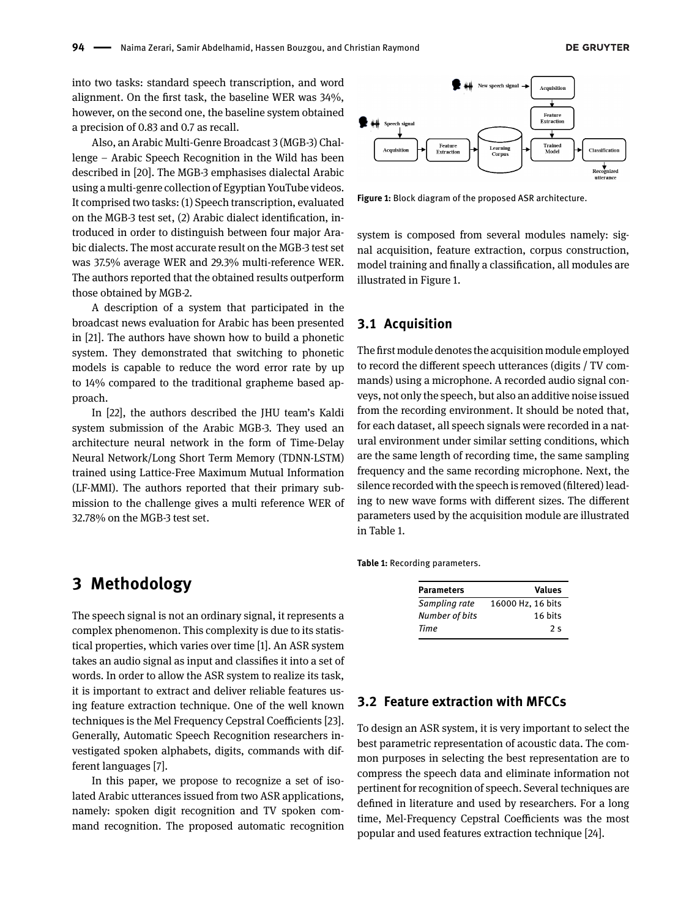into two tasks: standard speech transcription, and word alignment. On the first task, the baseline WER was 34%, however, on the second one, the baseline system obtained a precision of 0.83 and 0.7 as recall.

Also, an Arabic Multi-Genre Broadcast 3 (MGB-3) Challenge – Arabic Speech Recognition in the Wild has been described in [20]. The MGB-3 emphasises dialectal Arabic using a multi-genre collection of Egyptian YouTube videos. It comprised two tasks: (1) Speech transcription, evaluated on the MGB-3 test set, (2) Arabic dialect identification, introduced in order to distinguish between four major Arabic dialects. The most accurate result on the MGB-3 test set was 37.5% average WER and 29.3% multi-reference WER. The authors reported that the obtained results outperform those obtained by MGB-2.

A description of a system that participated in the broadcast news evaluation for Arabic has been presented in [21]. The authors have shown how to build a phonetic system. They demonstrated that switching to phonetic models is capable to reduce the word error rate by up to 14% compared to the traditional grapheme based approach.

In [22], the authors described the JHU team's Kaldi system submission of the Arabic MGB-3. They used an architecture neural network in the form of Time-Delay Neural Network/Long Short Term Memory (TDNN-LSTM) trained using Lattice-Free Maximum Mutual Information (LF-MMI). The authors reported that their primary submission to the challenge gives a multi reference WER of 32.78% on the MGB-3 test set.

## 3 Methodology

The speech signal is not an ordinary signal, it represents a complex phenomenon. This complexity is due to its statistical properties, which varies over time [1]. An ASR system takes an audio signal as input and classifies it into a set of words. In order to allow the ASR system to realize its task, it is important to extract and deliver reliable features using feature extraction technique. One of the well known techniques is the Mel Frequency Cepstral Coefficients [23]. Generally, Automatic Speech Recognition researchers investigated spoken alphabets, digits, commands with different languages [7].

In this paper, we propose to recognize a set of isolated Arabic utterances issued from two ASR applications, namely: spoken digit recognition and TV spoken command recognition. The proposed automatic recognition system is composed from several modules namely: signal acquisition, feature extraction, corpus construction, model training and finally a classification, all modules are illustrated in Figure 1.

**Figure 1:** Block diagram of the proposed ASR architecture.

### 3.1 Acquisition

The first module denotes the acquisition module employed to record the different speech utterances (digits / TV commands) using a microphone. A recorded audio signal conveys, not only the speech, but also an additive noise issued from the recording environment. It should be noted that, for each dataset, all speech signals were recorded in a natural environment under similar setting conditions, which are the same length of recording time, the same sampling frequency and the same recording microphone. Next, the silence recorded with the speech is removed (filtered) leading to new wave forms with different sizes. The different parameters used by the acquisition module are illustrated in Table 1.

**Table 1:** Recording parameters.

| Parameters | Values |
|---|---|
| *Sampling rate* | 16000 Hz, 16 bits |
| *Number of bits* | 16 bits |
| *Time* | 2 s |

### 3.2 Feature extraction with MFCCs

To design an ASR system, it is very important to select the best parametric representation of acoustic data. The common purposes in selecting the best representation are to compress the speech data and eliminate information not pertinent for recognition of speech. Several techniques are defined in literature and used by researchers. For a long time, Mel-Frequency Cepstral Coefficients was the most popular and used features extraction technique [24].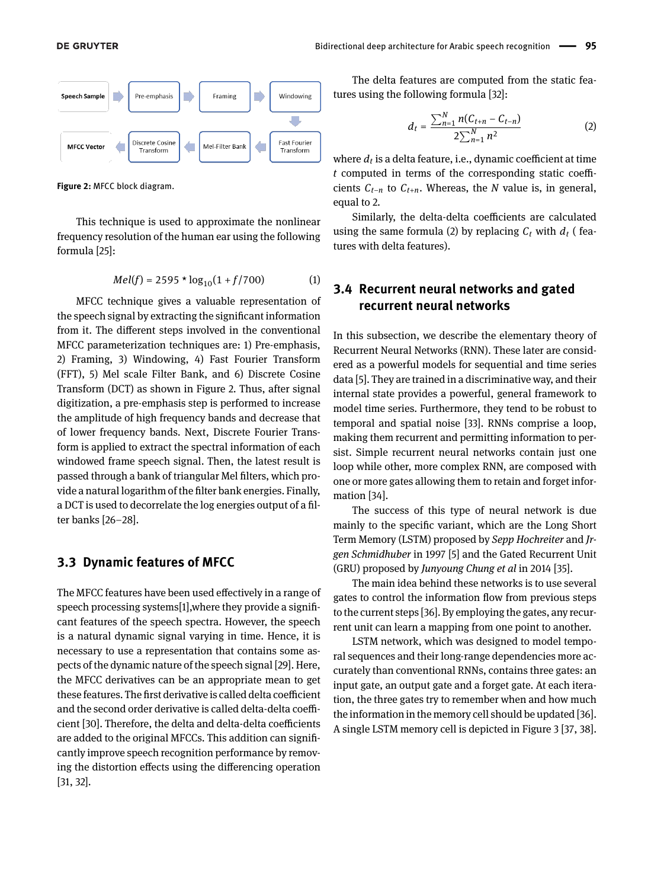Speech Sample → Pre-emphasis → Framing → Windowing → Fast Fourier Transform → Mel-Filter Bank → Discrete Cosine Transform → MFCC Vector

**Figure 2:** MFCC block diagram.

This technique is used to approximate the nonlinear frequency resolution of the human ear using the following formula [25]:

$$Mel(f) = 2595 * \log_{10}(1 + f/700) \tag{1}$$

MFCC technique gives a valuable representation of the speech signal by extracting the significant information from it. The different steps involved in the conventional MFCC parameterization techniques are: 1) Pre-emphasis, 2) Framing, 3) Windowing, 4) Fast Fourier Transform (FFT), 5) Mel scale Filter Bank, and 6) Discrete Cosine Transform (DCT) as shown in Figure 2. Thus, after signal digitization, a pre-emphasis step is performed to increase the amplitude of high frequency bands and decrease that of lower frequency bands. Next, Discrete Fourier Transform is applied to extract the spectral information of each windowed frame speech signal. Then, the latest result is passed through a bank of triangular Mel filters, which provide a natural logarithm of the filter bank energies. Finally, a DCT is used to decorrelate the log energies output of a filter banks [26–28].

## 3.3 Dynamic features of MFCC

The MFCC features have been used effectively in a range of speech processing systems[1],where they provide a significant features of the speech spectra. However, the speech is a natural dynamic signal varying in time. Hence, it is necessary to use a representation that contains some aspects of the dynamic nature of the speech signal [29]. Here, the MFCC derivatives can be an appropriate mean to get these features. The first derivative is called delta coefficient and the second order derivative is called delta-delta coefficient [30]. Therefore, the delta and delta-delta coefficients are added to the original MFCCs. This addition can significantly improve speech recognition performance by removing the distortion effects using the differencing operation [31, 32].

The delta features are computed from the static features using the following formula [32]:

$$d_t = \frac{\sum_{n=1}^{N} n(C_{t+n} - C_{t-n})}{2\sum_{n=1}^{N} n^2} \tag{2}$$

where $d_t$ is a delta feature, i.e., dynamic coefficient at time $t$ computed in terms of the corresponding static coefficients $C_{t-n}$ to $C_{t+n}$. Whereas, the $N$ value is, in general, equal to 2.

Similarly, the delta-delta coefficients are calculated using the same formula (2) by replacing $C_t$ with $d_t$ ( features with delta features).

## 3.4 Recurrent neural networks and gated recurrent neural networks

In this subsection, we describe the elementary theory of Recurrent Neural Networks (RNN). These later are considered as a powerful models for sequential and time series data [5]. They are trained in a discriminative way, and their internal state provides a powerful, general framework to model time series. Furthermore, they tend to be robust to temporal and spatial noise [33]. RNNs comprise a loop, making them recurrent and permitting information to persist. Simple recurrent neural networks contain just one loop while other, more complex RNN, are composed with one or more gates allowing them to retain and forget information [34].

The success of this type of neural network is due mainly to the specific variant, which are the Long Short Term Memory (LSTM) proposed by *Sepp Hochreiter* and *Jrgen Schmidhuber* in 1997 [5] and the Gated Recurrent Unit (GRU) proposed by *Junyoung Chung et al* in 2014 [35].

The main idea behind these networks is to use several gates to control the information flow from previous steps to the current steps [36]. By employing the gates, any recurrent unit can learn a mapping from one point to another.

LSTM network, which was designed to model temporal sequences and their long-range dependencies more accurately than conventional RNNs, contains three gates: an input gate, an output gate and a forget gate. At each iteration, the three gates try to remember when and how much the information in the memory cell should be updated [36]. A single LSTM memory cell is depicted in Figure 3 [37, 38].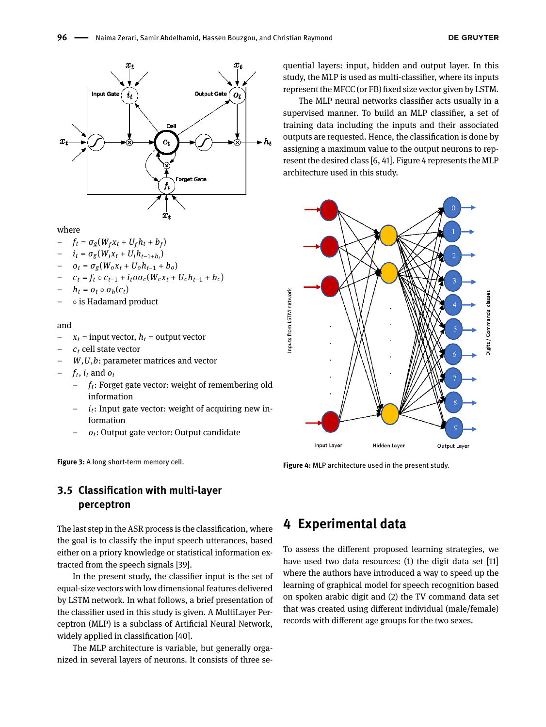where

- $f_t = \sigma_g(W_f x_t + U_f h_t + b_f)$
- $i_t = \sigma_g(W_i x_t + U_i h_{t-1+b_i})$
- $o_t = \sigma_g(W_o x_t + U_o h_{t-1} + b_o)$
- $c_t = f_t \circ c_{t-1} + i_t o \sigma_c(W_c x_t + U_c h_{t-1} + b_c)$
- $h_t = o_t \circ \sigma_h(c_t)$
- $\circ$ is Hadamard product

and

- $x_t$ = input vector, $h_t$ = output vector
- $c_t$ cell state vector
- $W$,$U$,$b$: parameter matrices and vector
- $f_t$, $i_t$ and $o_t$
  - $f_t$: Forget gate vector: weight of remembering old information
  - $i_t$: Input gate vector: weight of acquiring new information
  - $o_t$: Output gate vector: Output candidate

**Figure 3:** A long short-term memory cell.

## 3.5 Classification with multi-layer perceptron

The last step in the ASR process is the classification, where the goal is to classify the input speech utterances, based either on a priory knowledge or statistical information extracted from the speech signals [39].

In the present study, the classifier input is the set of equal-size vectors with low dimensional features delivered by LSTM network. In what follows, a brief presentation of the classifier used in this study is given. A MultiLayer Perceptron (MLP) is a subclass of Artificial Neural Network, widely applied in classification [40].

The MLP architecture is variable, but generally organized in several layers of neurons. It consists of three sequential layers: input, hidden and output layer. In this study, the MLP is used as multi-classifier, where its inputs represent the MFCC (or FB) fixed size vector given by LSTM.

The MLP neural networks classifier acts usually in a supervised manner. To build an MLP classifier, a set of training data including the inputs and their associated outputs are requested. Hence, the classification is done by assigning a maximum value to the output neurons to represent the desired class [6, 41]. Figure 4 represents the MLP architecture used in this study.

**Figure 4:** MLP architecture used in the present study.

# 4 Experimental data

To assess the different proposed learning strategies, we have used two data resources: (1) the digit data set [11] where the authors have introduced a way to speed up the learning of graphical model for speech recognition based on spoken arabic digit and (2) the TV command data set that was created using different individual (male/female) records with different age groups for the two sexes.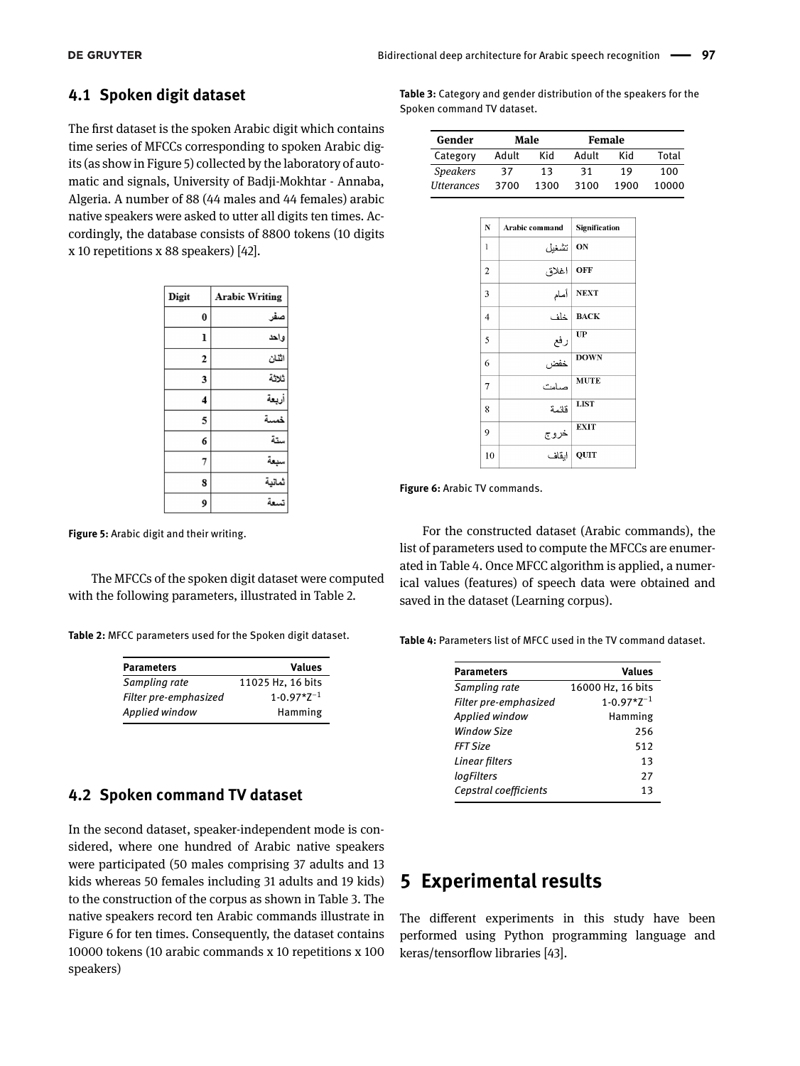### 4.1 Spoken digit dataset

The first dataset is the spoken Arabic digit which contains time series of MFCCs corresponding to spoken Arabic digits (as show in Figure 5) collected by the laboratory of automatic and signals, University of Badji-Mokhtar - Annaba, Algeria. A number of 88 (44 males and 44 females) arabic native speakers were asked to utter all digits ten times. Accordingly, the database consists of 8800 tokens (10 digits x 10 repetitions x 88 speakers) [42].

| Digit | Arabic Writing |
|---|---|
| 0 | صفر |
| 1 | واحد |
| 2 | اثنان |
| 3 | ثلاثة |
| 4 | أربعة |
| 5 | خمسة |
| 6 | ستة |
| 7 | سبعة |
| 8 | ثمانية |
| 9 | تسعة |

**Figure 5:** Arabic digit and their writing.

The MFCCs of the spoken digit dataset were computed with the following parameters, illustrated in Table 2.

**Table 2:** MFCC parameters used for the Spoken digit dataset.

| Parameters | Values |
|---|---|
| *Sampling rate* | 11025 Hz, 16 bits |
| *Filter pre-emphasized* | $1\text{-}0.97{*}Z^{-1}$ |
| *Applied window* | Hamming |

### 4.2 Spoken command TV dataset

In the second dataset, speaker-independent mode is considered, where one hundred of Arabic native speakers were participated (50 males comprising 37 adults and 13 kids whereas 50 females including 31 adults and 19 kids) to the construction of the corpus as shown in Table 3. The native speakers record ten Arabic commands illustrate in Figure 6 for ten times. Consequently, the dataset contains 10000 tokens (10 arabic commands x 10 repetitions x 100 speakers)

**Table 3:** Category and gender distribution of the speakers for the Spoken command TV dataset.

| Gender | Male | | Female | | |
|---|---|---|---|---|---|
| Category | Adult | Kid | Adult | Kid | Total |
| *Speakers* | 37 | 13 | 31 | 19 | 100 |
| *Utterances* | 3700 | 1300 | 3100 | 1900 | 10000 |

| N | Arabic command | Signification |
|---|---|---|
| 1 | تشغيل | ON |
| 2 | اغلاق | OFF |
| 3 | أمام | NEXT |
| 4 | خلف | BACK |
| 5 | رفع | UP |
| 6 | خفض | DOWN |
| 7 | صامت | MUTE |
| 8 | قائمة | LIST |
| 9 | خروج | EXIT |
| 10 | ايقاف | QUIT |

**Figure 6:** Arabic TV commands.

For the constructed dataset (Arabic commands), the list of parameters used to compute the MFCCs are enumerated in Table 4. Once MFCC algorithm is applied, a numerical values (features) of speech data were obtained and saved in the dataset (Learning corpus).

**Table 4:** Parameters list of MFCC used in the TV command dataset.

| Parameters | Values |
|---|---|
| *Sampling rate* | 16000 Hz, 16 bits |
| *Filter pre-emphasized* | $1\text{-}0.97{*}Z^{-1}$ |
| *Applied window* | Hamming |
| *Window Size* | 256 |
| *FFT Size* | 512 |
| *Linear filters* | 13 |
| *logFilters* | 27 |
| *Cepstral coefficients* | 13 |

## 5 Experimental results

The different experiments in this study have been performed using Python programming language and keras/tensorflow libraries [43].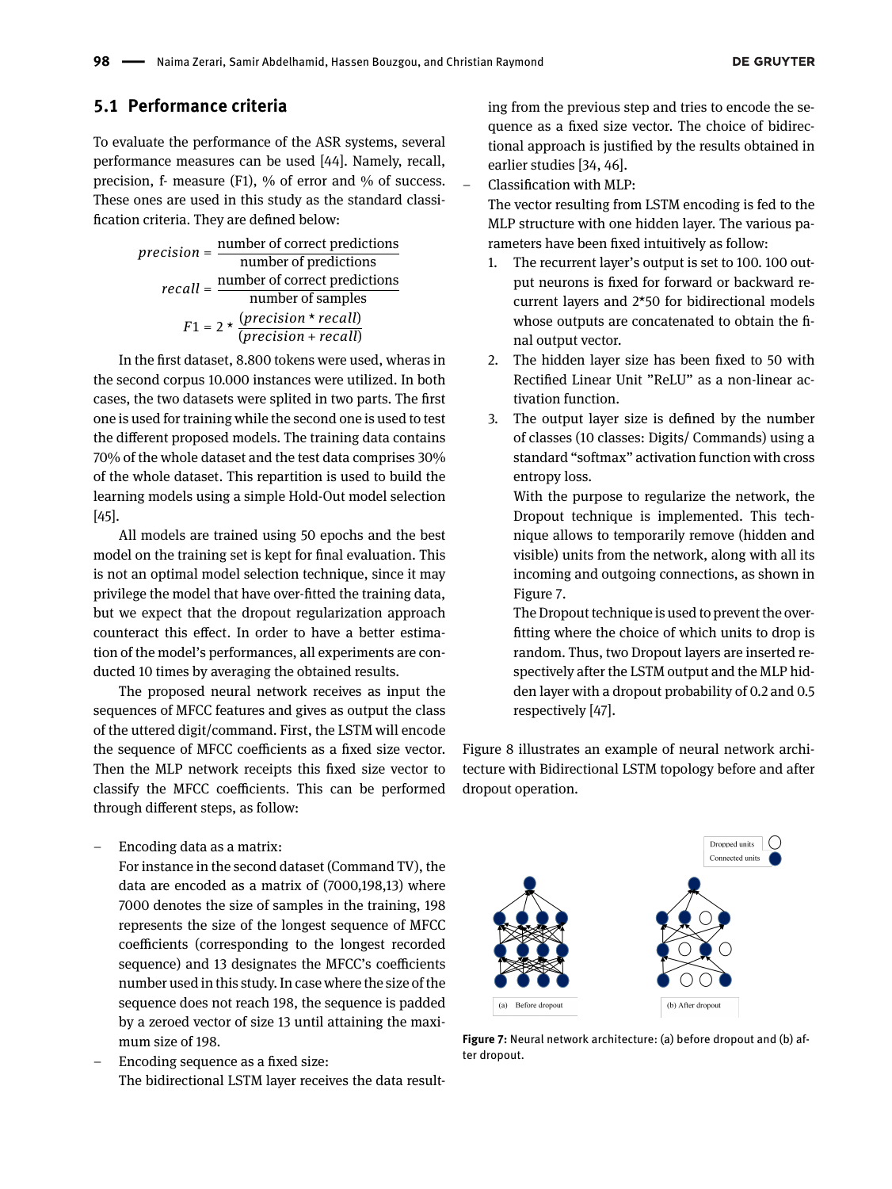## 5.1 Performance criteria

To evaluate the performance of the ASR systems, several performance measures can be used [44]. Namely, recall, precision, f- measure (F1), % of error and % of success. These ones are used in this study as the standard classification criteria. They are defined below:

$$precision = \frac{\text{number of correct predictions}}{\text{number of predictions}}$$

$$recall = \frac{\text{number of correct predictions}}{\text{number of samples}}$$

$$F1 = 2 * \frac{(precision * recall)}{(precision + recall)}$$

In the first dataset, 8.800 tokens were used, wheras in the second corpus 10.000 instances were utilized. In both cases, the two datasets were splited in two parts. The first one is used for training while the second one is used to test the different proposed models. The training data contains 70% of the whole dataset and the test data comprises 30% of the whole dataset. This repartition is used to build the learning models using a simple Hold-Out model selection [45].

All models are trained using 50 epochs and the best model on the training set is kept for final evaluation. This is not an optimal model selection technique, since it may privilege the model that have over-fitted the training data, but we expect that the dropout regularization approach counteract this effect. In order to have a better estimation of the model's performances, all experiments are conducted 10 times by averaging the obtained results.

The proposed neural network receives as input the sequences of MFCC features and gives as output the class of the uttered digit/command. First, the LSTM will encode the sequence of MFCC coefficients as a fixed size vector. Then the MLP network receipts this fixed size vector to classify the MFCC coefficients. This can be performed through different steps, as follow:

- Encoding data as a matrix:
  For instance in the second dataset (Command TV), the data are encoded as a matrix of (7000,198,13) where 7000 denotes the size of samples in the training, 198 represents the size of the longest sequence of MFCC coefficients (corresponding to the longest recorded sequence) and 13 designates the MFCC's coefficients number used in this study. In case where the size of the sequence does not reach 198, the sequence is padded by a zeroed vector of size 13 until attaining the maximum size of 198.
- Encoding sequence as a fixed size:
  The bidirectional LSTM layer receives the data resulting from the previous step and tries to encode the sequence as a fixed size vector. The choice of bidirectional approach is justified by the results obtained in earlier studies [34, 46].
- Classification with MLP:
  The vector resulting from LSTM encoding is fed to the MLP structure with one hidden layer. The various parameters have been fixed intuitively as follow:
  1. The recurrent layer's output is set to 100. 100 output neurons is fixed for forward or backward recurrent layers and 2*50 for bidirectional models whose outputs are concatenated to obtain the final output vector.
  2. The hidden layer size has been fixed to 50 with Rectified Linear Unit "ReLU" as a non-linear activation function.
  3. The output layer size is defined by the number of classes (10 classes: Digits/ Commands) using a standard "softmax" activation function with cross entropy loss.

     With the purpose to regularize the network, the Dropout technique is implemented. This technique allows to temporarily remove (hidden and visible) units from the network, along with all its incoming and outgoing connections, as shown in Figure 7.

     The Dropout technique is used to prevent the overfitting where the choice of which units to drop is random. Thus, two Dropout layers are inserted respectively after the LSTM output and the MLP hidden layer with a dropout probability of 0.2 and 0.5 respectively [47].

Figure 8 illustrates an example of neural network architecture with Bidirectional LSTM topology before and after dropout operation.

**Figure 7:** Neural network architecture: (a) before dropout and (b) after dropout.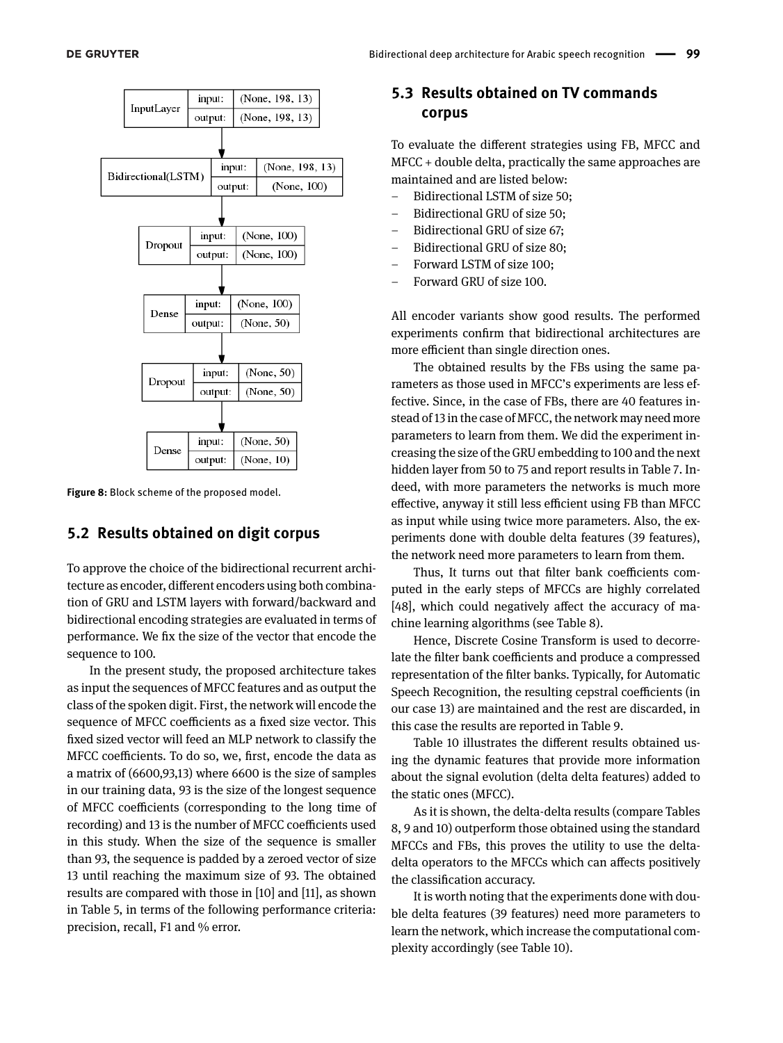| Layer | input | output |
|---|---|---|
| InputLayer | (None, 198, 13) | (None, 198, 13) |
| Bidirectional(LSTM) | (None, 198, 13) | (None, 100) |
| Dropout | (None, 100) | (None, 100) |
| Dense | (None, 100) | (None, 50) |
| Dropout | (None, 50) | (None, 50) |
| Dense | (None, 50) | (None, 10) |

**Figure 8:** Block scheme of the proposed model.

## 5.2 Results obtained on digit corpus

To approve the choice of the bidirectional recurrent architecture as encoder, different encoders using both combination of GRU and LSTM layers with forward/backward and bidirectional encoding strategies are evaluated in terms of performance. We fix the size of the vector that encode the sequence to 100.

In the present study, the proposed architecture takes as input the sequences of MFCC features and as output the class of the spoken digit. First, the network will encode the sequence of MFCC coefficients as a fixed size vector. This fixed sized vector will feed an MLP network to classify the MFCC coefficients. To do so, we, first, encode the data as a matrix of (6600,93,13) where 6600 is the size of samples in our training data, 93 is the size of the longest sequence of MFCC coefficients (corresponding to the long time of recording) and 13 is the number of MFCC coefficients used in this study. When the size of the sequence is smaller than 93, the sequence is padded by a zeroed vector of size 13 until reaching the maximum size of 93. The obtained results are compared with those in [10] and [11], as shown in Table 5, in terms of the following performance criteria: precision, recall, F1 and % error.

## 5.3 Results obtained on TV commands corpus

To evaluate the different strategies using FB, MFCC and MFCC + double delta, practically the same approaches are maintained and are listed below:

- Bidirectional LSTM of size 50;
- Bidirectional GRU of size 50;
- Bidirectional GRU of size 67;
- Bidirectional GRU of size 80;
- Forward LSTM of size 100;
- Forward GRU of size 100.

All encoder variants show good results. The performed experiments confirm that bidirectional architectures are more efficient than single direction ones.

The obtained results by the FBs using the same parameters as those used in MFCC's experiments are less effective. Since, in the case of FBs, there are 40 features instead of 13 in the case of MFCC, the network may need more parameters to learn from them. We did the experiment increasing the size of the GRU embedding to 100 and the next hidden layer from 50 to 75 and report results in Table 7. Indeed, with more parameters the networks is much more effective, anyway it still less efficient using FB than MFCC as input while using twice more parameters. Also, the experiments done with double delta features (39 features), the network need more parameters to learn from them.

Thus, It turns out that filter bank coefficients computed in the early steps of MFCCs are highly correlated [48], which could negatively affect the accuracy of machine learning algorithms (see Table 8).

Hence, Discrete Cosine Transform is used to decorrelate the filter bank coefficients and produce a compressed representation of the filter banks. Typically, for Automatic Speech Recognition, the resulting cepstral coefficients (in our case 13) are maintained and the rest are discarded, in this case the results are reported in Table 9.

Table 10 illustrates the different results obtained using the dynamic features that provide more information about the signal evolution (delta delta features) added to the static ones (MFCC).

As it is shown, the delta-delta results (compare Tables 8, 9 and 10) outperform those obtained using the standard MFCCs and FBs, this proves the utility to use the delta-delta operators to the MFCCs which can affects positively the classification accuracy.

It is worth noting that the experiments done with double delta features (39 features) need more parameters to learn the network, which increase the computational complexity accordingly (see Table 10).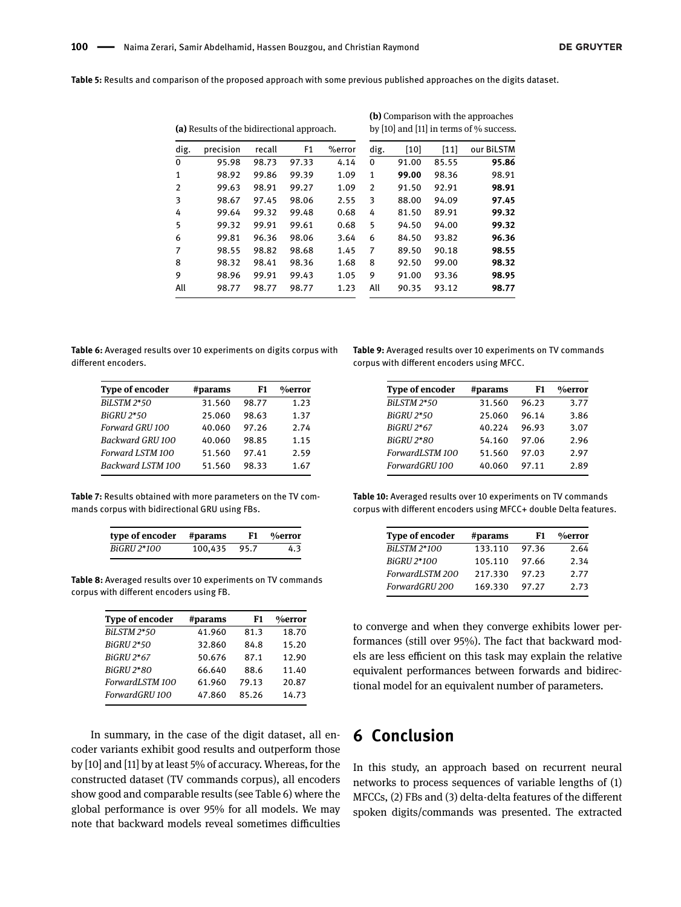**Table 5:** Results and comparison of the proposed approach with some previous published approaches on the digits dataset.

**(a)** Results of the bidirectional approach.

| dig. | precision | recall | F1 | %error |
|---|---|---|---|---|
| 0 | 95.98 | 98.73 | 97.33 | 4.14 |
| 1 | 98.92 | 99.86 | 99.39 | 1.09 |
| 2 | 99.63 | 98.91 | 99.27 | 1.09 |
| 3 | 98.67 | 97.45 | 98.06 | 2.55 |
| 4 | 99.64 | 99.32 | 99.48 | 0.68 |
| 5 | 99.32 | 99.91 | 99.61 | 0.68 |
| 6 | 99.81 | 96.36 | 98.06 | 3.64 |
| 7 | 98.55 | 98.82 | 98.68 | 1.45 |
| 8 | 98.32 | 98.41 | 98.36 | 1.68 |
| 9 | 98.96 | 99.91 | 99.43 | 1.05 |
| All | 98.77 | 98.77 | 98.77 | 1.23 |

**(b)** Comparison with the approaches by [10] and [11] in terms of % success.

| dig. | [10] | [11] | our BiLSTM |
|---|---|---|---|
| 0 | 91.00 | 85.55 | **95.86** |
| 1 | **99.00** | 98.36 | 98.91 |
| 2 | 91.50 | 92.91 | **98.91** |
| 3 | 88.00 | 94.09 | **97.45** |
| 4 | 81.50 | 89.91 | **99.32** |
| 5 | 94.50 | 94.00 | **99.32** |
| 6 | 84.50 | 93.82 | **96.36** |
| 7 | 89.50 | 90.18 | **98.55** |
| 8 | 92.50 | 99.00 | **98.32** |
| 9 | 91.00 | 93.36 | **98.95** |
| All | 90.35 | 93.12 | **98.77** |

**Table 6:** Averaged results over 10 experiments on digits corpus with different encoders.

| Type of encoder | #params | F1 | %error |
|---|---|---|---|
| *BiLSTM 2*50* | 31.560 | 98.77 | 1.23 |
| *BiGRU 2*50* | 25.060 | 98.63 | 1.37 |
| *Forward GRU 100* | 40.060 | 97.26 | 2.74 |
| *Backward GRU 100* | 40.060 | 98.85 | 1.15 |
| *Forward LSTM 100* | 51.560 | 97.41 | 2.59 |
| *Backward LSTM 100* | 51.560 | 98.33 | 1.67 |

**Table 7:** Results obtained with more parameters on the TV commands corpus with bidirectional GRU using FBs.

| type of encoder | #params | F1 | %error |
|---|---|---|---|
| *BiGRU 2*100* | 100,435 | 95.7 | 4.3 |

**Table 8:** Averaged results over 10 experiments on TV commands corpus with different encoders using FB.

| Type of encoder | #params | F1 | %error |
|---|---|---|---|
| *BiLSTM 2*50* | 41.960 | 81.3 | 18.70 |
| *BiGRU 2*50* | 32.860 | 84.8 | 15.20 |
| *BiGRU 2*67* | 50.676 | 87.1 | 12.90 |
| *BiGRU 2*80* | 66.640 | 88.6 | 11.40 |
| *ForwardLSTM 100* | 61.960 | 79.13 | 20.87 |
| *ForwardGRU 100* | 47.860 | 85.26 | 14.73 |

In summary, in the case of the digit dataset, all encoder variants exhibit good results and outperform those by [10] and [11] by at least 5% of accuracy. Whereas, for the constructed dataset (TV commands corpus), all encoders show good and comparable results (see Table 6) where the global performance is over 95% for all models. We may note that backward models reveal sometimes difficulties to converge and when they converge exhibits lower performances (still over 95%). The fact that backward models are less efficient on this task may explain the relative equivalent performances between forwards and bidirectional model for an equivalent number of parameters.

**Table 9:** Averaged results over 10 experiments on TV commands corpus with different encoders using MFCC.

| Type of encoder | #params | F1 | %error |
|---|---|---|---|
| *BiLSTM 2*50* | 31.560 | 96.23 | 3.77 |
| *BiGRU 2*50* | 25.060 | 96.14 | 3.86 |
| *BiGRU 2*67* | 40.224 | 96.93 | 3.07 |
| *BiGRU 2*80* | 54.160 | 97.06 | 2.96 |
| *ForwardLSTM 100* | 51.560 | 97.03 | 2.97 |
| *ForwardGRU 100* | 40.060 | 97.11 | 2.89 |

**Table 10:** Averaged results over 10 experiments on TV commands corpus with different encoders using MFCC+ double Delta features.

| Type of encoder | #params | F1 | %error |
|---|---|---|---|
| *BiLSTM 2*100* | 133.110 | 97.36 | 2.64 |
| *BiGRU 2*100* | 105.110 | 97.66 | 2.34 |
| *ForwardLSTM 200* | 217.330 | 97.23 | 2.77 |
| *ForwardGRU 200* | 169.330 | 97.27 | 2.73 |

## 6 Conclusion

In this study, an approach based on recurrent neural networks to process sequences of variable lengths of (1) MFCCs, (2) FBs and (3) delta-delta features of the different spoken digits/commands was presented. The extracted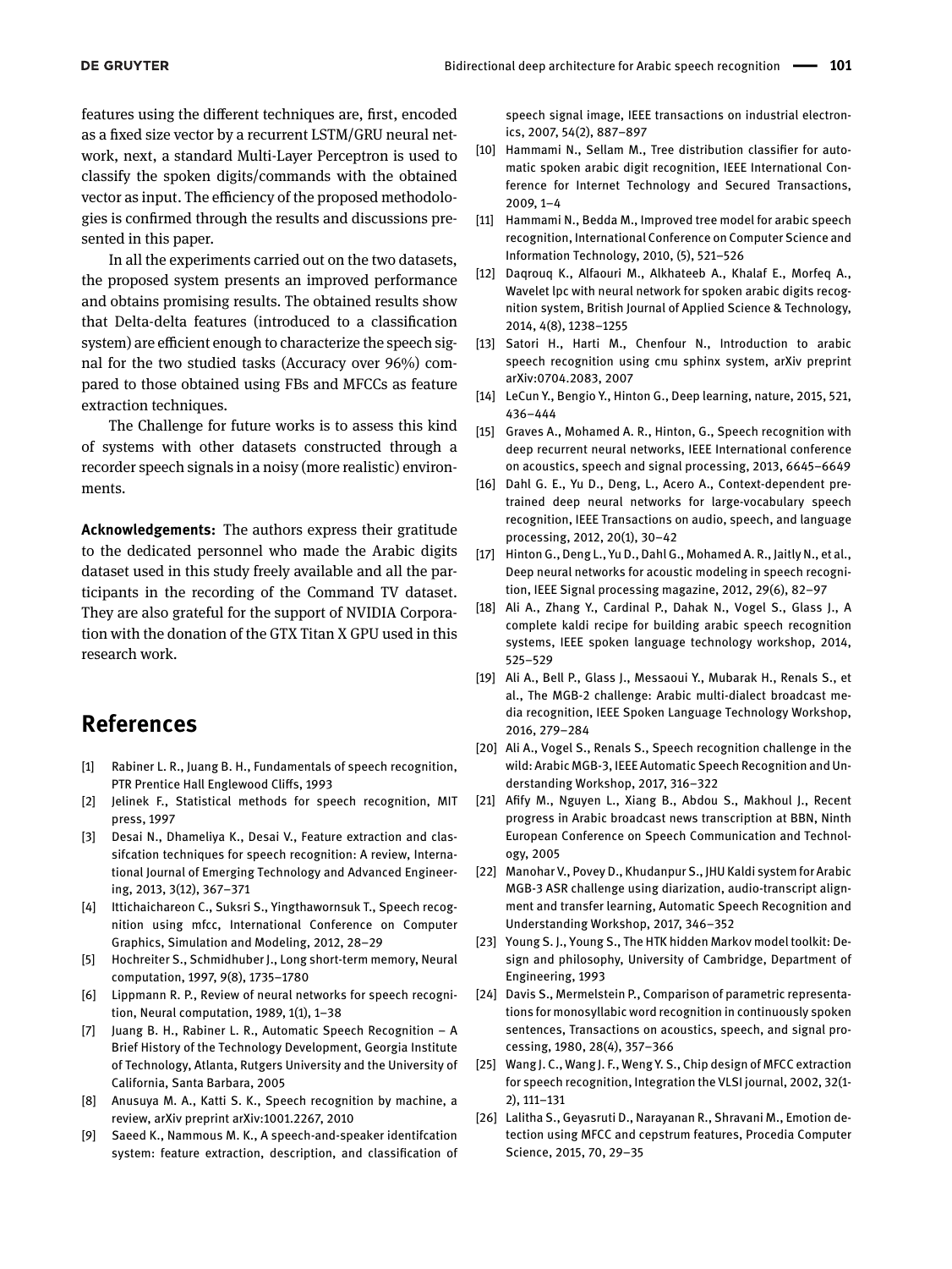features using the different techniques are, first, encoded as a fixed size vector by a recurrent LSTM/GRU neural network, next, a standard Multi-Layer Perceptron is used to classify the spoken digits/commands with the obtained vector as input. The efficiency of the proposed methodologies is confirmed through the results and discussions presented in this paper.

In all the experiments carried out on the two datasets, the proposed system presents an improved performance and obtains promising results. The obtained results show that Delta-delta features (introduced to a classification system) are efficient enough to characterize the speech signal for the two studied tasks (Accuracy over 96%) compared to those obtained using FBs and MFCCs as feature extraction techniques.

The Challenge for future works is to assess this kind of systems with other datasets constructed through a recorder speech signals in a noisy (more realistic) environments.

**Acknowledgements:** The authors express their gratitude to the dedicated personnel who made the Arabic digits dataset used in this study freely available and all the participants in the recording of the Command TV dataset. They are also grateful for the support of NVIDIA Corporation with the donation of the GTX Titan X GPU used in this research work.

## References

[1] Rabiner L. R., Juang B. H., Fundamentals of speech recognition, PTR Prentice Hall Englewood Cliffs, 1993

[2] Jelinek F., Statistical methods for speech recognition, MIT press, 1997

[3] Desai N., Dhameliya K., Desai V., Feature extraction and classifcation techniques for speech recognition: A review, International Journal of Emerging Technology and Advanced Engineering, 2013, 3(12), 367–371

[4] Ittichaichareon C., Suksri S., Yingthawornsuk T., Speech recognition using mfcc, International Conference on Computer Graphics, Simulation and Modeling, 2012, 28–29

[5] Hochreiter S., Schmidhuber J., Long short-term memory, Neural computation, 1997, 9(8), 1735–1780

[6] Lippmann R. P., Review of neural networks for speech recognition, Neural computation, 1989, 1(1), 1–38

[7] Juang B. H., Rabiner L. R., Automatic Speech Recognition – A Brief History of the Technology Development, Georgia Institute of Technology, Atlanta, Rutgers University and the University of California, Santa Barbara, 2005

[8] Anusuya M. A., Katti S. K., Speech recognition by machine, a review, arXiv preprint arXiv:1001.2267, 2010

[9] Saeed K., Nammous M. K., A speech-and-speaker identifcation system: feature extraction, description, and classification of speech signal image, IEEE transactions on industrial electronics, 2007, 54(2), 887–897

[10] Hammami N., Sellam M., Tree distribution classifier for automatic spoken arabic digit recognition, IEEE International Conference for Internet Technology and Secured Transactions, 2009, 1–4

[11] Hammami N., Bedda M., Improved tree model for arabic speech recognition, International Conference on Computer Science and Information Technology, 2010, (5), 521–526

[12] Daqrouq K., Alfaouri M., Alkhateeb A., Khalaf E., Morfeq A., Wavelet lpc with neural network for spoken arabic digits recognition system, British Journal of Applied Science & Technology, 2014, 4(8), 1238–1255

[13] Satori H., Harti M., Chenfour N., Introduction to arabic speech recognition using cmu sphinx system, arXiv preprint arXiv:0704.2083, 2007

[14] LeCun Y., Bengio Y., Hinton G., Deep learning, nature, 2015, 521, 436–444

[15] Graves A., Mohamed A. R., Hinton, G., Speech recognition with deep recurrent neural networks, IEEE International conference on acoustics, speech and signal processing, 2013, 6645–6649

[16] Dahl G. E., Yu D., Deng, L., Acero A., Context-dependent pre-trained deep neural networks for large-vocabulary speech recognition, IEEE Transactions on audio, speech, and language processing, 2012, 20(1), 30–42

[17] Hinton G., Deng L., Yu D., Dahl G., Mohamed A. R., Jaitly N., et al., Deep neural networks for acoustic modeling in speech recognition, IEEE Signal processing magazine, 2012, 29(6), 82–97

[18] Ali A., Zhang Y., Cardinal P., Dahak N., Vogel S., Glass J., A complete kaldi recipe for building arabic speech recognition systems, IEEE spoken language technology workshop, 2014, 525–529

[19] Ali A., Bell P., Glass J., Messaoui Y., Mubarak H., Renals S., et al., The MGB-2 challenge: Arabic multi-dialect broadcast media recognition, IEEE Spoken Language Technology Workshop, 2016, 279–284

[20] Ali A., Vogel S., Renals S., Speech recognition challenge in the wild: Arabic MGB-3, IEEE Automatic Speech Recognition and Understanding Workshop, 2017, 316–322

[21] Afify M., Nguyen L., Xiang B., Abdou S., Makhoul J., Recent progress in Arabic broadcast news transcription at BBN, Ninth European Conference on Speech Communication and Technology, 2005

[22] Manohar V., Povey D., Khudanpur S., JHU Kaldi system for Arabic MGB-3 ASR challenge using diarization, audio-transcript alignment and transfer learning, Automatic Speech Recognition and Understanding Workshop, 2017, 346–352

[23] Young S. J., Young S., The HTK hidden Markov model toolkit: Design and philosophy, University of Cambridge, Department of Engineering, 1993

[24] Davis S., Mermelstein P., Comparison of parametric representations for monosyllabic word recognition in continuously spoken sentences, Transactions on acoustics, speech, and signal processing, 1980, 28(4), 357–366

[25] Wang J. C., Wang J. F., Weng Y. S., Chip design of MFCC extraction for speech recognition, Integration the VLSI journal, 2002, 32(1-2), 111–131

[26] Lalitha S., Geyasruti D., Narayanan R., Shravani M., Emotion detection using MFCC and cepstrum features, Procedia Computer Science, 2015, 70, 29–35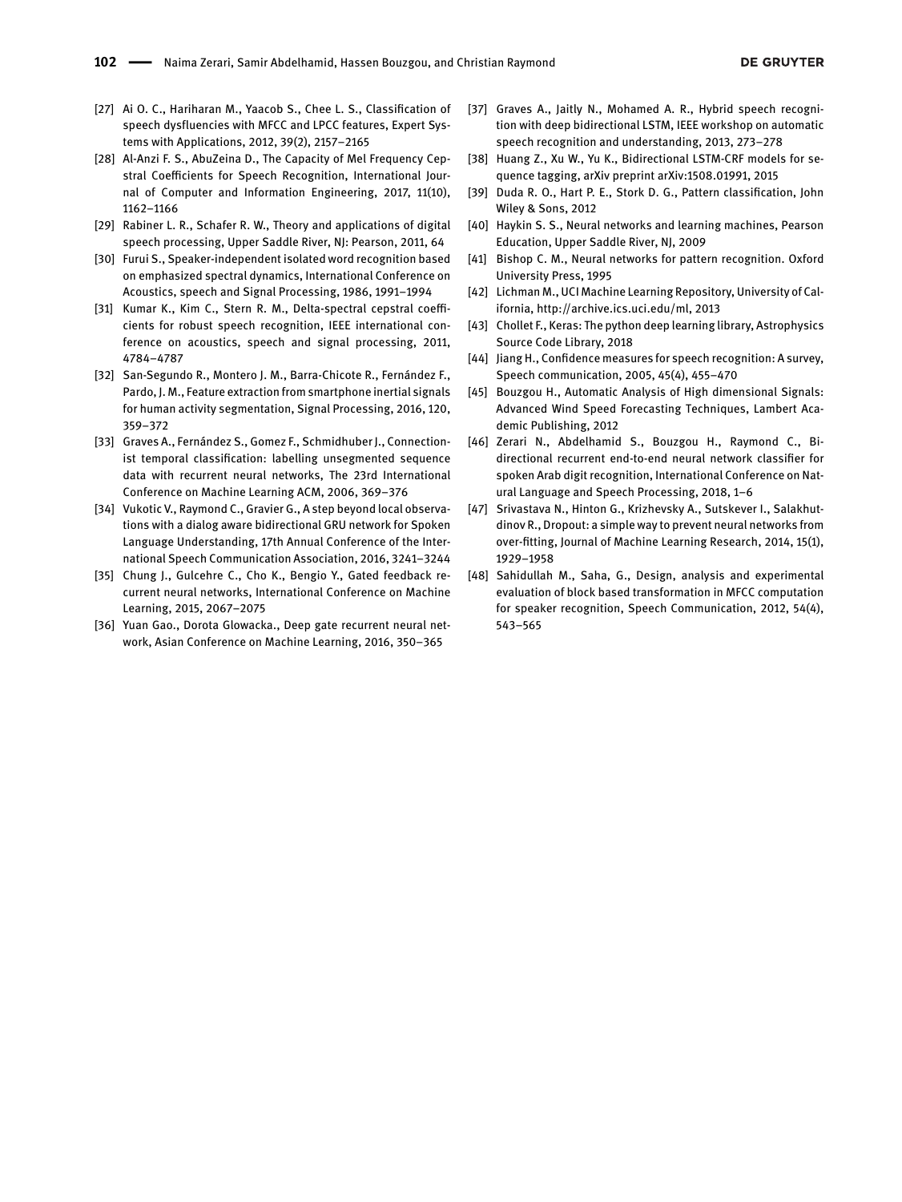[27] Ai O. C., Hariharan M., Yaacob S., Chee L. S., Classification of speech dysfluencies with MFCC and LPCC features, Expert Systems with Applications, 2012, 39(2), 2157–2165

[28] Al-Anzi F. S., AbuZeina D., The Capacity of Mel Frequency Cepstral Coefficients for Speech Recognition, International Journal of Computer and Information Engineering, 2017, 11(10), 1162–1166

[29] Rabiner L. R., Schafer R. W., Theory and applications of digital speech processing, Upper Saddle River, NJ: Pearson, 2011, 64

[30] Furui S., Speaker-independent isolated word recognition based on emphasized spectral dynamics, International Conference on Acoustics, speech and Signal Processing, 1986, 1991–1994

[31] Kumar K., Kim C., Stern R. M., Delta-spectral cepstral coefficients for robust speech recognition, IEEE international conference on acoustics, speech and signal processing, 2011, 4784–4787

[32] San-Segundo R., Montero J. M., Barra-Chicote R., Fernández F., Pardo, J. M., Feature extraction from smartphone inertial signals for human activity segmentation, Signal Processing, 2016, 120, 359–372

[33] Graves A., Fernández S., Gomez F., Schmidhuber J., Connectionist temporal classification: labelling unsegmented sequence data with recurrent neural networks, The 23rd International Conference on Machine Learning ACM, 2006, 369–376

[34] Vukotic V., Raymond C., Gravier G., A step beyond local observations with a dialog aware bidirectional GRU network for Spoken Language Understanding, 17th Annual Conference of the International Speech Communication Association, 2016, 3241–3244

[35] Chung J., Gulcehre C., Cho K., Bengio Y., Gated feedback recurrent neural networks, International Conference on Machine Learning, 2015, 2067–2075

[36] Yuan Gao., Dorota Glowacka., Deep gate recurrent neural network, Asian Conference on Machine Learning, 2016, 350–365

[37] Graves A., Jaitly N., Mohamed A. R., Hybrid speech recognition with deep bidirectional LSTM, IEEE workshop on automatic speech recognition and understanding, 2013, 273–278

[38] Huang Z., Xu W., Yu K., Bidirectional LSTM-CRF models for sequence tagging, arXiv preprint arXiv:1508.01991, 2015

[39] Duda R. O., Hart P. E., Stork D. G., Pattern classification, John Wiley & Sons, 2012

[40] Haykin S. S., Neural networks and learning machines, Pearson Education, Upper Saddle River, NJ, 2009

[41] Bishop C. M., Neural networks for pattern recognition. Oxford University Press, 1995

[42] Lichman M., UCI Machine Learning Repository, University of California, http://archive.ics.uci.edu/ml, 2013

[43] Chollet F., Keras: The python deep learning library, Astrophysics Source Code Library, 2018

[44] Jiang H., Confidence measures for speech recognition: A survey, Speech communication, 2005, 45(4), 455–470

[45] Bouzgou H., Automatic Analysis of High dimensional Signals: Advanced Wind Speed Forecasting Techniques, Lambert Academic Publishing, 2012

[46] Zerari N., Abdelhamid S., Bouzgou H., Raymond C., Bidirectional recurrent end-to-end neural network classifier for spoken Arab digit recognition, International Conference on Natural Language and Speech Processing, 2018, 1–6

[47] Srivastava N., Hinton G., Krizhevsky A., Sutskever I., Salakhutdinov R., Dropout: a simple way to prevent neural networks from over-fitting, Journal of Machine Learning Research, 2014, 15(1), 1929–1958

[48] Sahidullah M., Saha, G., Design, analysis and experimental evaluation of block based transformation in MFCC computation for speaker recognition, Speech Communication, 2012, 54(4), 543–565